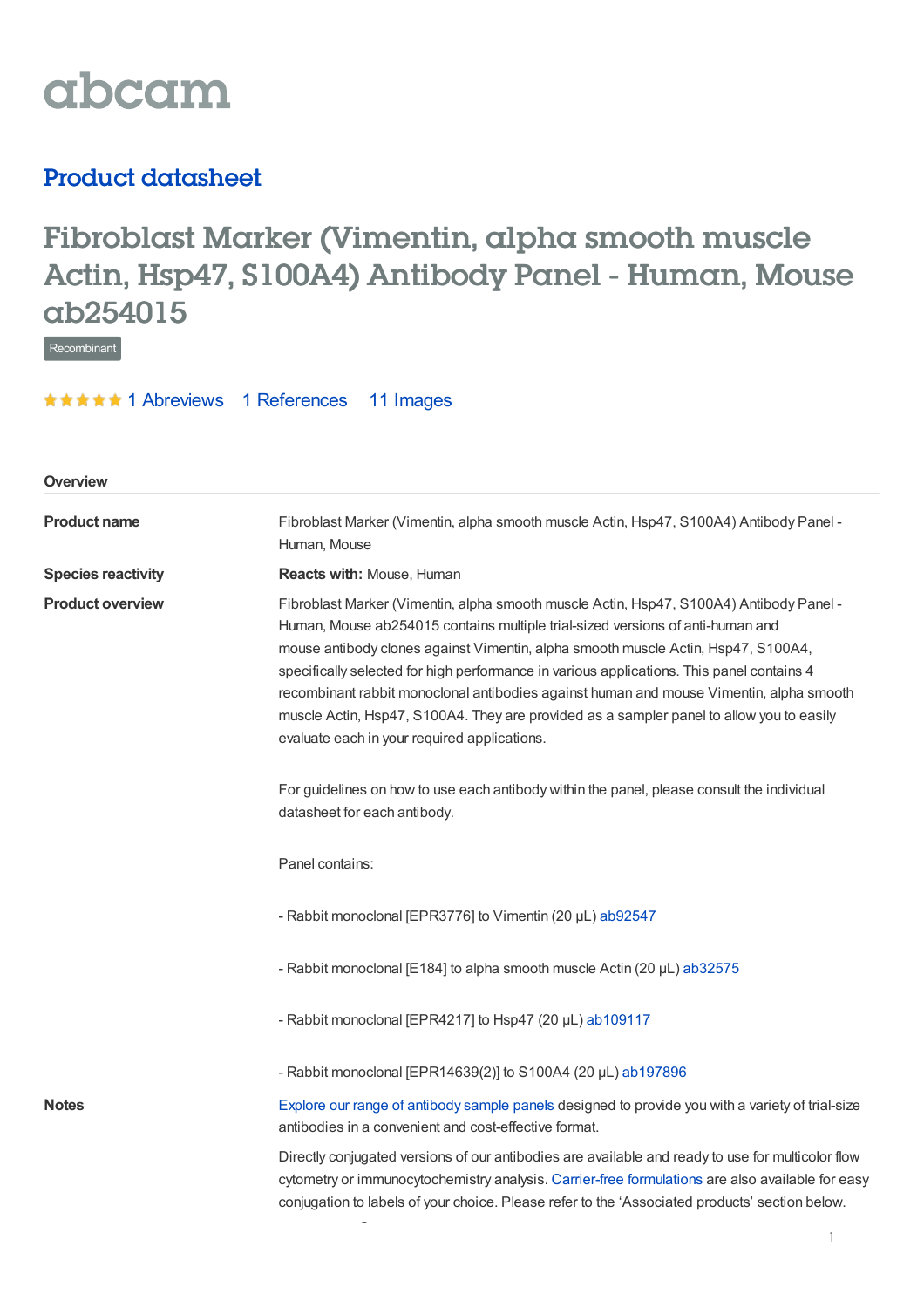abcam

## Product datasheet

# Fibroblast Marker (Vimentin, alpha smooth muscle Actin, Hsp47, S100A4) Antibody Panel - Human, Mouse ab254015

Recombinant

★★★★★ 1 Abreviews 1 References 11 Images

## Overview

**Product name**

Fibroblast Marker (Vimentin, alpha smooth muscle Actin, Hsp47, S100A4) Antibody Panel - Human, Mouse

**Species reactivity**

**Reacts with:** Mouse, Human

**Product overview**

Fibroblast Marker (Vimentin, alpha smooth muscle Actin, Hsp47, S100A4) Antibody Panel - Human, Mouse ab254015 contains multiple trial-sized versions of anti-human and mouse antibody clones against Vimentin, alpha smooth muscle Actin, Hsp47, S100A4, specifically selected for high performance in various applications. This panel contains 4 recombinant rabbit monoclonal antibodies against human and mouse Vimentin, alpha smooth muscle Actin, Hsp47, S100A4. They are provided as a sampler panel to allow you to easily evaluate each in your required applications.

For guidelines on how to use each antibody within the panel, please consult the individual datasheet for each antibody.

Panel contains:

- Rabbit monoclonal [EPR3776] to Vimentin (20 µL) ab92547

- Rabbit monoclonal [E184] to alpha smooth muscle Actin (20 µL) ab32575

- Rabbit monoclonal [EPR4217] to Hsp47 (20 µL) ab109117

- Rabbit monoclonal [EPR14639(2)] to S100A4 (20 µL) ab197896

**Notes**

Explore our range of antibody sample panels designed to provide you with a variety of trial-size antibodies in a convenient and cost-effective format.

Directly conjugated versions of our antibodies are available and ready to use for multicolor flow cytometry or immunocytochemistry analysis. Carrier-free formulations are also available for easy conjugation to labels of your choice. Please refer to the 'Associated products' section below.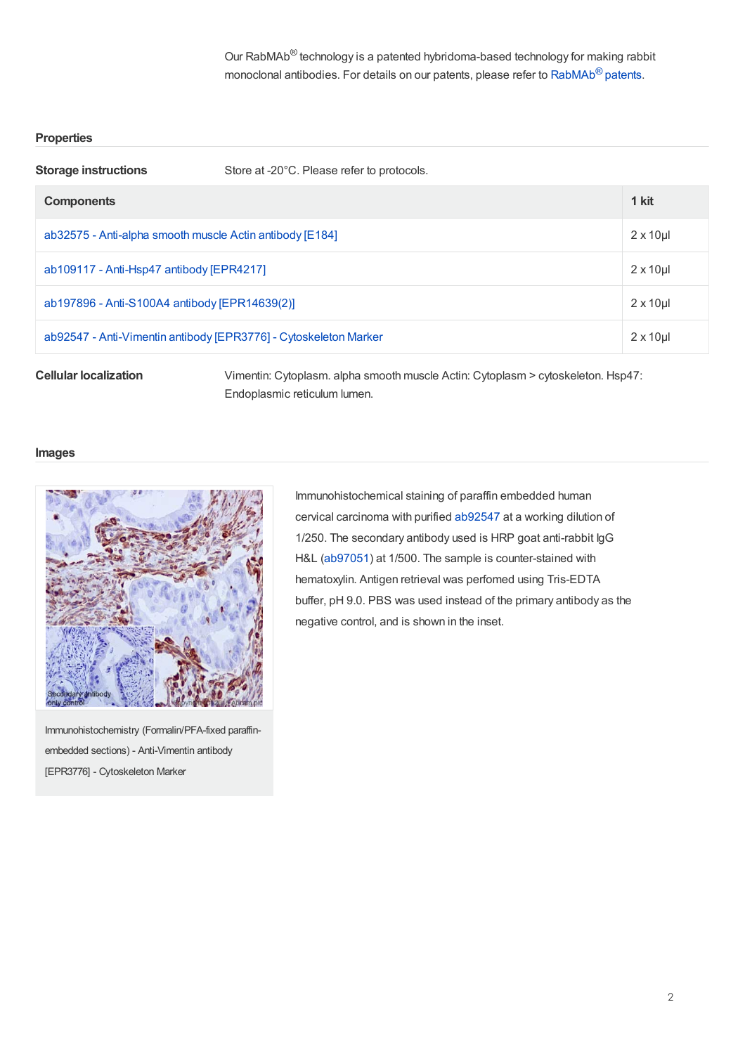Our RabMAb® technology is a patented hybridoma-based technology for making rabbit monoclonal antibodies. For details on our patents, please refer to RabMAb® patents.

## Properties

**Storage instructions** Store at -20°C. Please refer to protocols.

| Components | 1 kit |
| --- | --- |
| ab32575 - Anti-alpha smooth muscle Actin antibody [E184] | 2 x 10µl |
| ab109117 - Anti-Hsp47 antibody [EPR4217] | 2 x 10µl |
| ab197896 - Anti-S100A4 antibody [EPR14639(2)] | 2 x 10µl |
| ab92547 - Anti-Vimentin antibody [EPR3776] - Cytoskeleton Marker | 2 x 10µl |

**Cellular localization** Vimentin: Cytoplasm. alpha smooth muscle Actin: Cytoplasm > cytoskeleton. Hsp47: Endoplasmic reticulum lumen.

## Images

Immunohistochemistry (Formalin/PFA-fixed paraffin-embedded sections) - Anti-Vimentin antibody [EPR3776] - Cytoskeleton Marker

Immunohistochemical staining of paraffin embedded human cervical carcinoma with purified ab92547 at a working dilution of 1/250. The secondary antibody used is HRP goat anti-rabbit IgG H&L (ab97051) at 1/500. The sample is counter-stained with hematoxylin. Antigen retrieval was perfomed using Tris-EDTA buffer, pH 9.0. PBS was used instead of the primary antibody as the negative control, and is shown in the inset.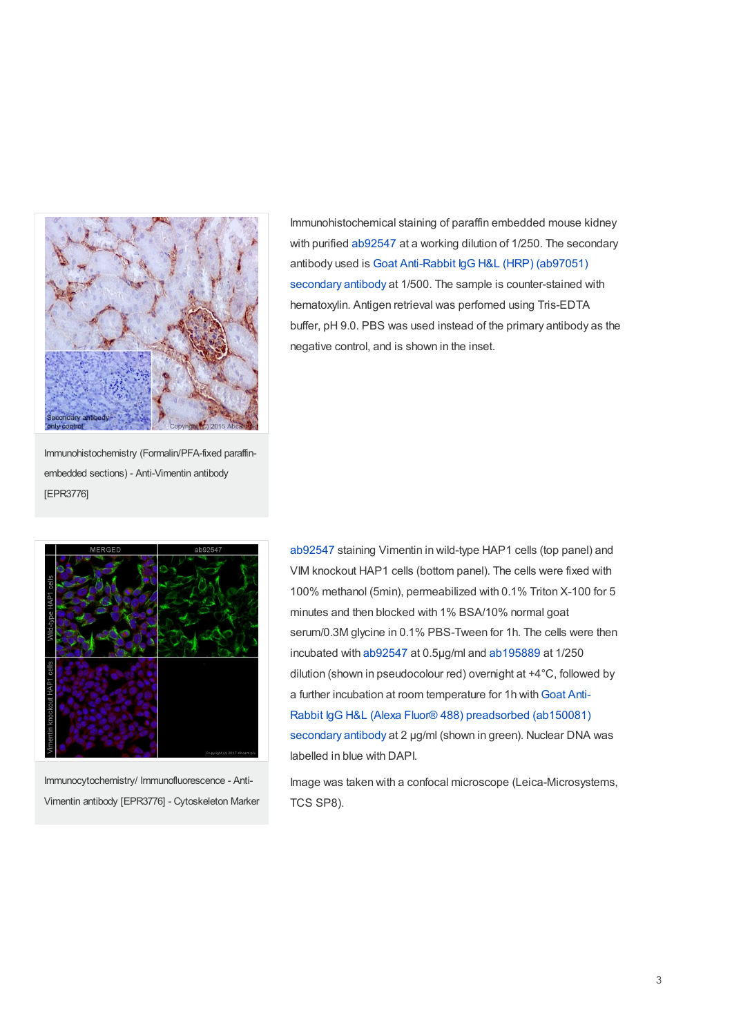Immunohistochemistry (Formalin/PFA-fixed paraffin-embedded sections) - Anti-Vimentin antibody [EPR3776]

Immunohistochemical staining of paraffin embedded mouse kidney with purified ab92547 at a working dilution of 1/250. The secondary antibody used is Goat Anti-Rabbit IgG H&L (HRP) (ab97051) secondary antibody at 1/500. The sample is counter-stained with hematoxylin. Antigen retrieval was perfomed using Tris-EDTA buffer, pH 9.0. PBS was used instead of the primary antibody as the negative control, and is shown in the inset.

Immunocytochemistry/ Immunofluorescence - Anti-Vimentin antibody [EPR3776] - Cytoskeleton Marker

ab92547 staining Vimentin in wild-type HAP1 cells (top panel) and VIM knockout HAP1 cells (bottom panel). The cells were fixed with 100% methanol (5min), permeabilized with 0.1% Triton X-100 for 5 minutes and then blocked with 1% BSA/10% normal goat serum/0.3M glycine in 0.1% PBS-Tween for 1h. The cells were then incubated with ab92547 at 0.5µg/ml and ab195889 at 1/250 dilution (shown in pseudocolour red) overnight at +4°C, followed by a further incubation at room temperature for 1h with Goat Anti-Rabbit IgG H&L (Alexa Fluor® 488) preadsorbed (ab150081) secondary antibody at 2 µg/ml (shown in green). Nuclear DNA was labelled in blue with DAPI.

Image was taken with a confocal microscope (Leica-Microsystems, TCS SP8).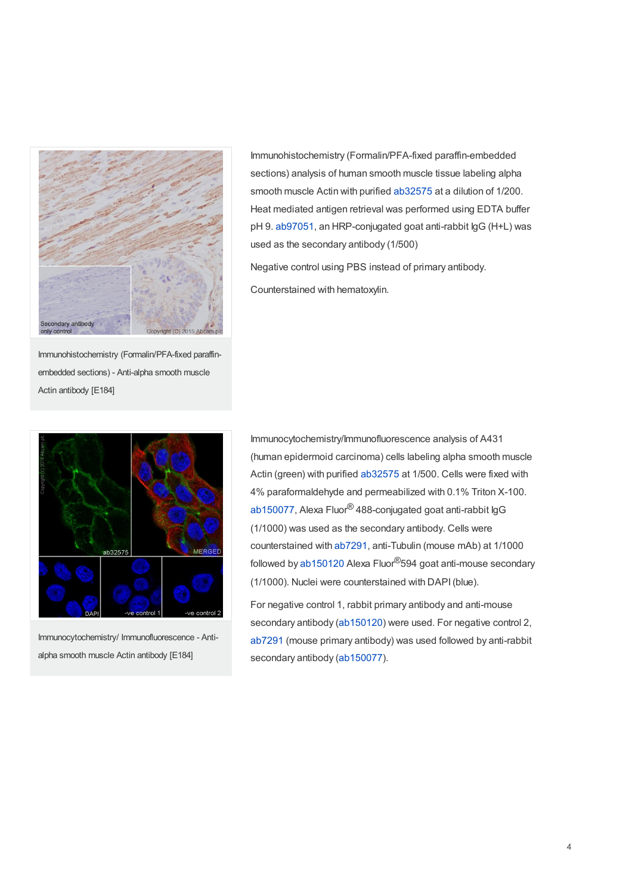Immunohistochemistry (Formalin/PFA-fixed paraffin-embedded sections) - Anti-alpha smooth muscle Actin antibody [E184]

Immunohistochemistry (Formalin/PFA-fixed paraffin-embedded sections) analysis of human smooth muscle tissue labeling alpha smooth muscle Actin with purified ab32575 at a dilution of 1/200. Heat mediated antigen retrieval was performed using EDTA buffer pH 9. ab97051, an HRP-conjugated goat anti-rabbit IgG (H+L) was used as the secondary antibody (1/500)

Negative control using PBS instead of primary antibody.

Counterstained with hematoxylin.

Immunocytochemistry/ Immunofluorescence - Anti-alpha smooth muscle Actin antibody [E184]

Immunocytochemistry/Immunofluorescence analysis of A431 (human epidermoid carcinoma) cells labeling alpha smooth muscle Actin (green) with purified ab32575 at 1/500. Cells were fixed with 4% paraformaldehyde and permeabilized with 0.1% Triton X-100. ab150077, Alexa Fluor® 488-conjugated goat anti-rabbit IgG (1/1000) was used as the secondary antibody. Cells were counterstained with ab7291, anti-Tubulin (mouse mAb) at 1/1000 followed by ab150120 Alexa Fluor®594 goat anti-mouse secondary (1/1000). Nuclei were counterstained with DAPI (blue).

For negative control 1, rabbit primary antibody and anti-mouse secondary antibody (ab150120) were used. For negative control 2, ab7291 (mouse primary antibody) was used followed by anti-rabbit secondary antibody (ab150077).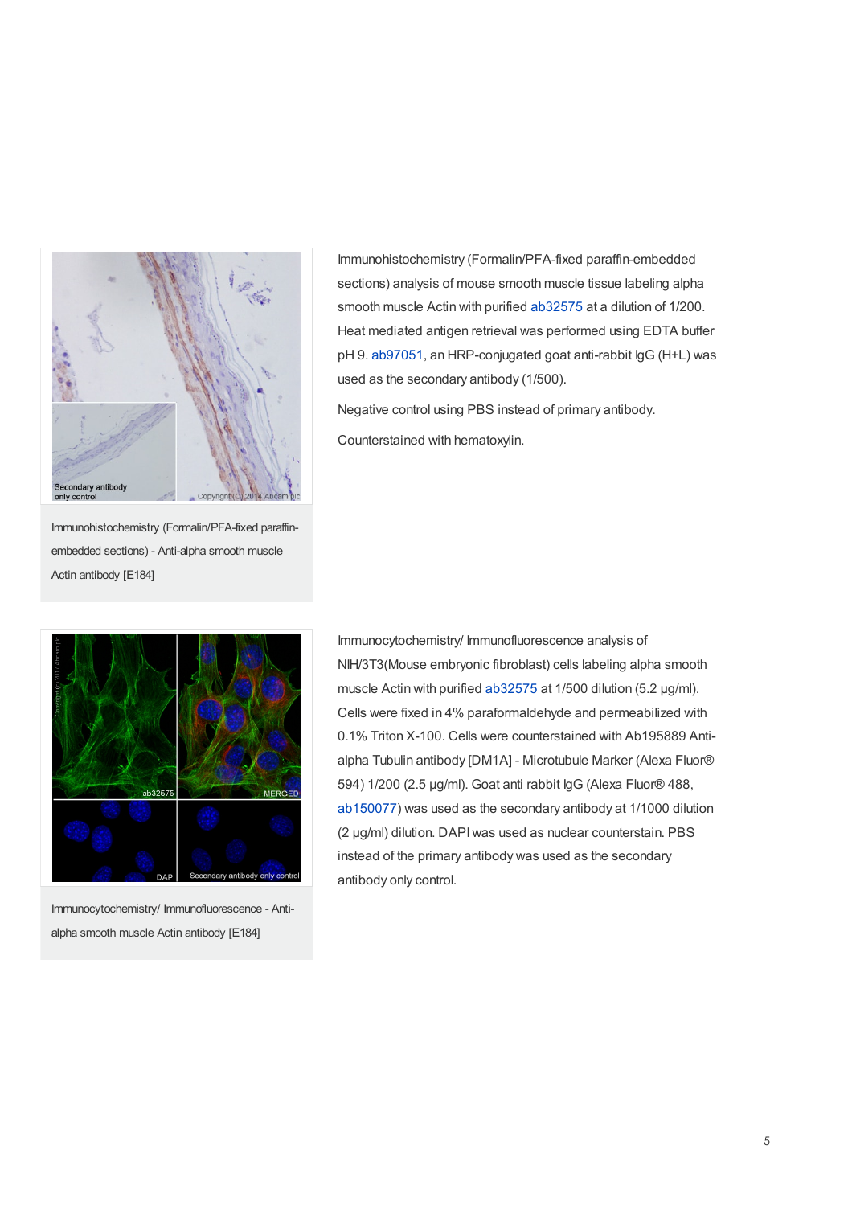Immunohistochemistry (Formalin/PFA-fixed paraffin-embedded sections) - Anti-alpha smooth muscle Actin antibody [E184]

Immunohistochemistry (Formalin/PFA-fixed paraffin-embedded sections) analysis of mouse smooth muscle tissue labeling alpha smooth muscle Actin with purified ab32575 at a dilution of 1/200. Heat mediated antigen retrieval was performed using EDTA buffer pH 9. ab97051, an HRP-conjugated goat anti-rabbit IgG (H+L) was used as the secondary antibody (1/500).

Negative control using PBS instead of primary antibody.

Counterstained with hematoxylin.

Immunocytochemistry/ Immunofluorescence - Anti-alpha smooth muscle Actin antibody [E184]

Immunocytochemistry/ Immunofluorescence analysis of NIH/3T3(Mouse embryonic fibroblast) cells labeling alpha smooth muscle Actin with purified ab32575 at 1/500 dilution (5.2 µg/ml). Cells were fixed in 4% paraformaldehyde and permeabilized with 0.1% Triton X-100. Cells were counterstained with Ab195889 Anti-alpha Tubulin antibody [DM1A] - Microtubule Marker (Alexa Fluor® 594) 1/200 (2.5 µg/ml). Goat anti rabbit IgG (Alexa Fluor® 488, ab150077) was used as the secondary antibody at 1/1000 dilution (2 µg/ml) dilution. DAPI was used as nuclear counterstain. PBS instead of the primary antibody was used as the secondary antibody only control.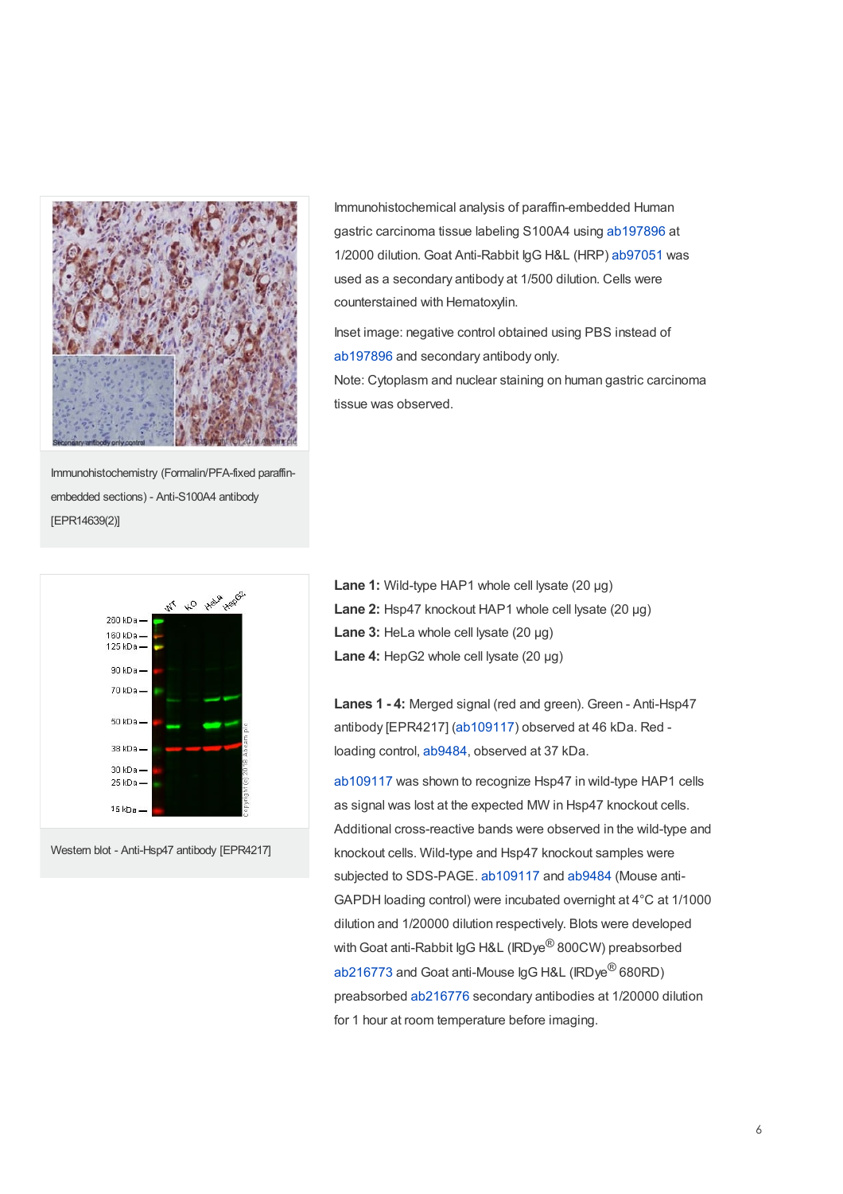Immunohistochemistry (Formalin/PFA-fixed paraffin-embedded sections) - Anti-S100A4 antibody [EPR14639(2)]

Immunohistochemical analysis of paraffin-embedded Human gastric carcinoma tissue labeling S100A4 using ab197896 at 1/2000 dilution. Goat Anti-Rabbit IgG H&L (HRP) ab97051 was used as a secondary antibody at 1/500 dilution. Cells were counterstained with Hematoxylin.

Inset image: negative control obtained using PBS instead of ab197896 and secondary antibody only.

Note: Cytoplasm and nuclear staining on human gastric carcinoma tissue was observed.

Western blot - Anti-Hsp47 antibody [EPR4217]

**Lane 1:** Wild-type HAP1 whole cell lysate (20 µg)
**Lane 2:** Hsp47 knockout HAP1 whole cell lysate (20 µg)
**Lane 3:** HeLa whole cell lysate (20 µg)
**Lane 4:** HepG2 whole cell lysate (20 µg)

**Lanes 1 - 4:** Merged signal (red and green). Green - Anti-Hsp47 antibody [EPR4217] (ab109117) observed at 46 kDa. Red - loading control, ab9484, observed at 37 kDa.

ab109117 was shown to recognize Hsp47 in wild-type HAP1 cells as signal was lost at the expected MW in Hsp47 knockout cells. Additional cross-reactive bands were observed in the wild-type and knockout cells. Wild-type and Hsp47 knockout samples were subjected to SDS-PAGE. ab109117 and ab9484 (Mouse anti-GAPDH loading control) were incubated overnight at 4°C at 1/1000 dilution and 1/20000 dilution respectively. Blots were developed with Goat anti-Rabbit IgG H&L (IRDye® 800CW) preabsorbed ab216773 and Goat anti-Mouse IgG H&L (IRDye® 680RD) preabsorbed ab216776 secondary antibodies at 1/20000 dilution for 1 hour at room temperature before imaging.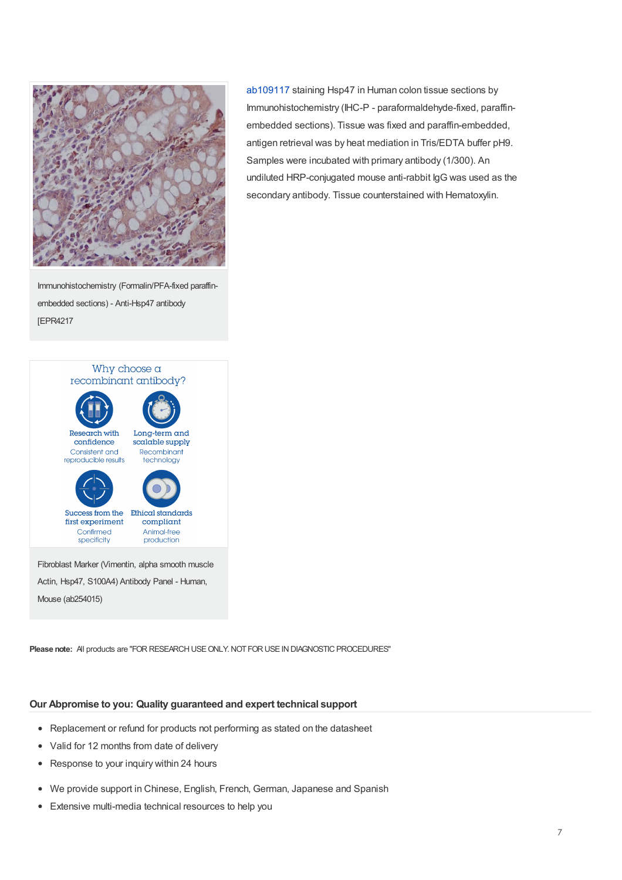Immunohistochemistry (Formalin/PFA-fixed paraffin-embedded sections) - Anti-Hsp47 antibody [EPR4217

ab109117 staining Hsp47 in Human colon tissue sections by Immunohistochemistry (IHC-P - paraformaldehyde-fixed, paraffin-embedded sections). Tissue was fixed and paraffin-embedded, antigen retrieval was by heat mediation in Tris/EDTA buffer pH9. Samples were incubated with primary antibody (1/300). An undiluted HRP-conjugated mouse anti-rabbit IgG was used as the secondary antibody. Tissue counterstained with Hematoxylin.

Why choose a recombinant antibody?

- Research with confidence – Consistent and reproducible results
- Long-term and scalable supply – Recombinant technology
- Success from the first experiment – Confirmed specificity
- Ethical standards compliant – Animal-free production

Fibroblast Marker (Vimentin, alpha smooth muscle Actin, Hsp47, S100A4) Antibody Panel - Human, Mouse (ab254015)

**Please note:** All products are "FOR RESEARCH USE ONLY. NOT FOR USE IN DIAGNOSTIC PROCEDURES"

## Our Abpromise to you: Quality guaranteed and expert technical support

- Replacement or refund for products not performing as stated on the datasheet
- Valid for 12 months from date of delivery
- Response to your inquiry within 24 hours

- We provide support in Chinese, English, French, German, Japanese and Spanish
- Extensive multi-media technical resources to help you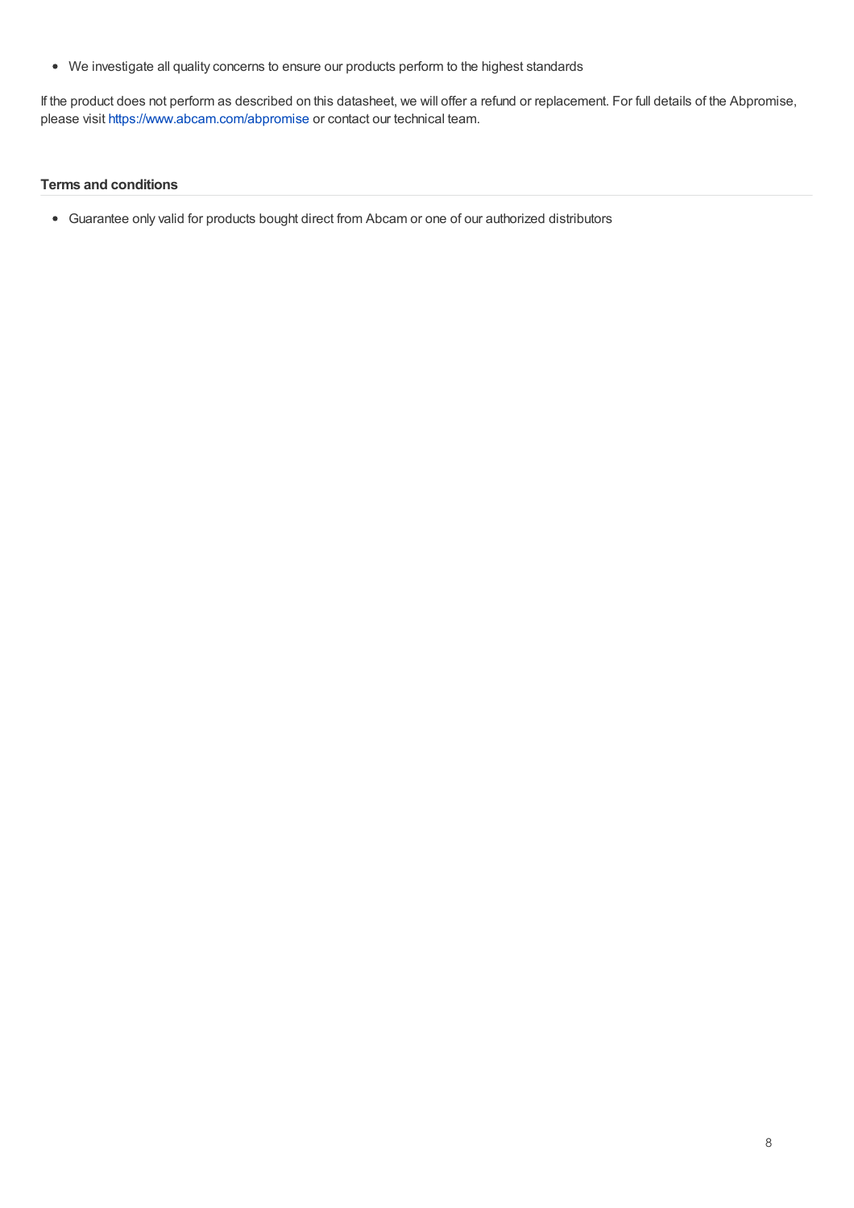- We investigate all quality concerns to ensure our products perform to the highest standards

If the product does not perform as described on this datasheet, we will offer a refund or replacement. For full details of the Abpromise, please visit https://www.abcam.com/abpromise or contact our technical team.

## Terms and conditions

- Guarantee only valid for products bought direct from Abcam or one of our authorized distributors